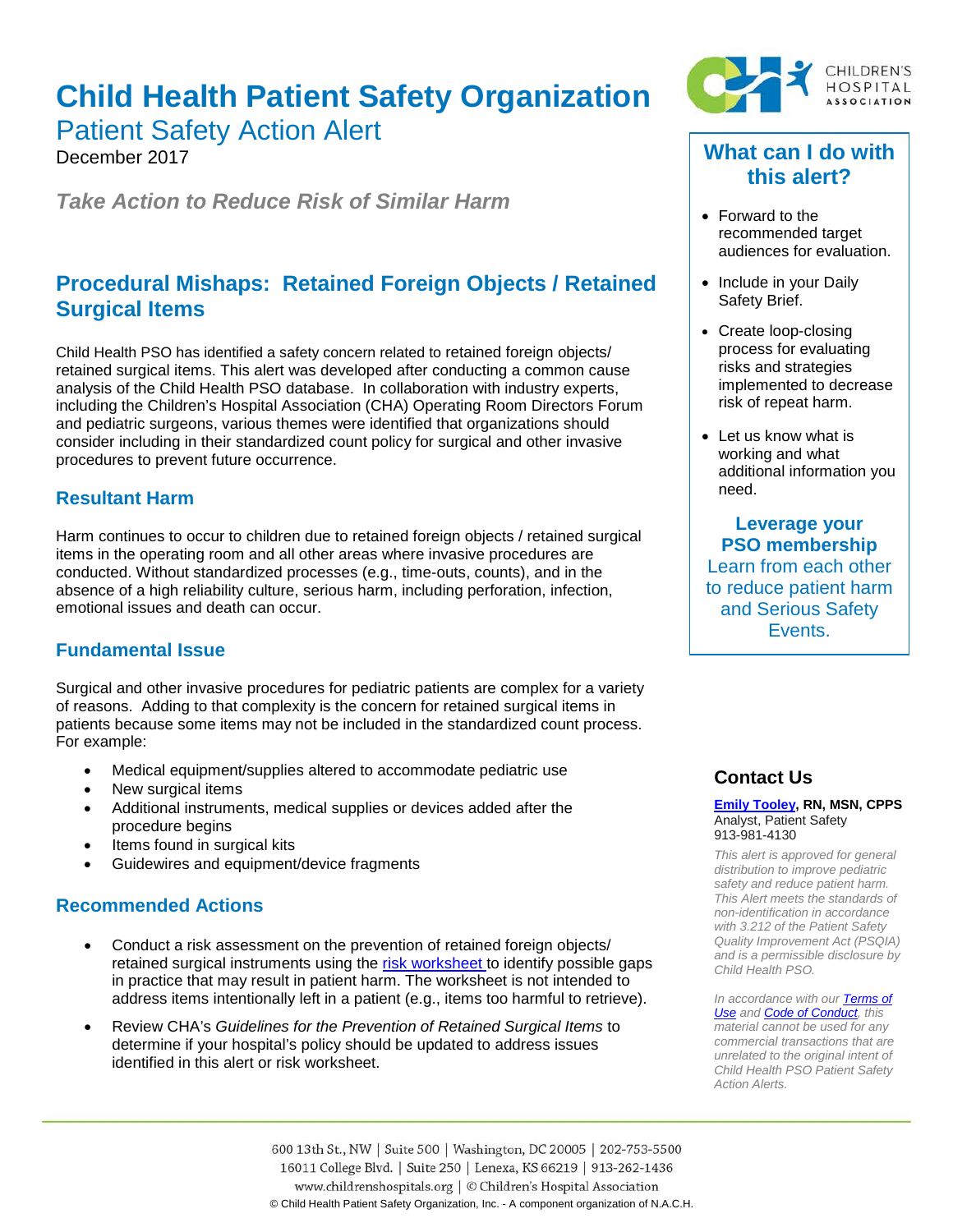# Child Health Patient Safety Organization

## Patient Safety Action Alert

December 2017

***Take Action to Reduce Risk of Similar Harm***

## Procedural Mishaps: Retained Foreign Objects / Retained Surgical Items

Child Health PSO has identified a safety concern related to retained foreign objects/ retained surgical items. This alert was developed after conducting a common cause analysis of the Child Health PSO database. In collaboration with industry experts, including the Children's Hospital Association (CHA) Operating Room Directors Forum and pediatric surgeons, various themes were identified that organizations should consider including in their standardized count policy for surgical and other invasive procedures to prevent future occurrence.

### Resultant Harm

Harm continues to occur to children due to retained foreign objects / retained surgical items in the operating room and all other areas where invasive procedures are conducted. Without standardized processes (e.g., time-outs, counts), and in the absence of a high reliability culture, serious harm, including perforation, infection, emotional issues and death can occur.

### Fundamental Issue

Surgical and other invasive procedures for pediatric patients are complex for a variety of reasons. Adding to that complexity is the concern for retained surgical items in patients because some items may not be included in the standardized count process. For example:

- Medical equipment/supplies altered to accommodate pediatric use
- New surgical items
- Additional instruments, medical supplies or devices added after the procedure begins
- Items found in surgical kits
- Guidewires and equipment/device fragments

### Recommended Actions

- Conduct a risk assessment on the prevention of retained foreign objects/ retained surgical instruments using the risk worksheet to identify possible gaps in practice that may result in patient harm. The worksheet is not intended to address items intentionally left in a patient (e.g., items too harmful to retrieve).
- Review CHA's *Guidelines for the Prevention of Retained Surgical Items* to determine if your hospital's policy should be updated to address issues identified in this alert or risk worksheet.

### What can I do with this alert?

- Forward to the recommended target audiences for evaluation.
- Include in your Daily Safety Brief.
- Create loop-closing process for evaluating risks and strategies implemented to decrease risk of repeat harm.
- Let us know what is working and what additional information you need.

**Leverage your PSO membership**

Learn from each other to reduce patient harm and Serious Safety Events.

### Contact Us

**Emily Tooley, RN, MSN, CPPS**
Analyst, Patient Safety
913-981-4130

*This alert is approved for general distribution to improve pediatric safety and reduce patient harm. This Alert meets the standards of non-identification in accordance with 3.212 of the Patient Safety Quality Improvement Act (PSQIA) and is a permissible disclosure by Child Health PSO.*

*In accordance with our Terms of Use and Code of Conduct, this material cannot be used for any commercial transactions that are unrelated to the original intent of Child Health PSO Patient Safety Action Alerts.*

600 13th St., NW | Suite 500 | Washington, DC 20005 | 202-753-5500
16011 College Blvd. | Suite 250 | Lenexa, KS 66219 | 913-262-1436
www.childrenshospitals.org | © Children's Hospital Association
© Child Health Patient Safety Organization, Inc. - A component organization of N.A.C.H.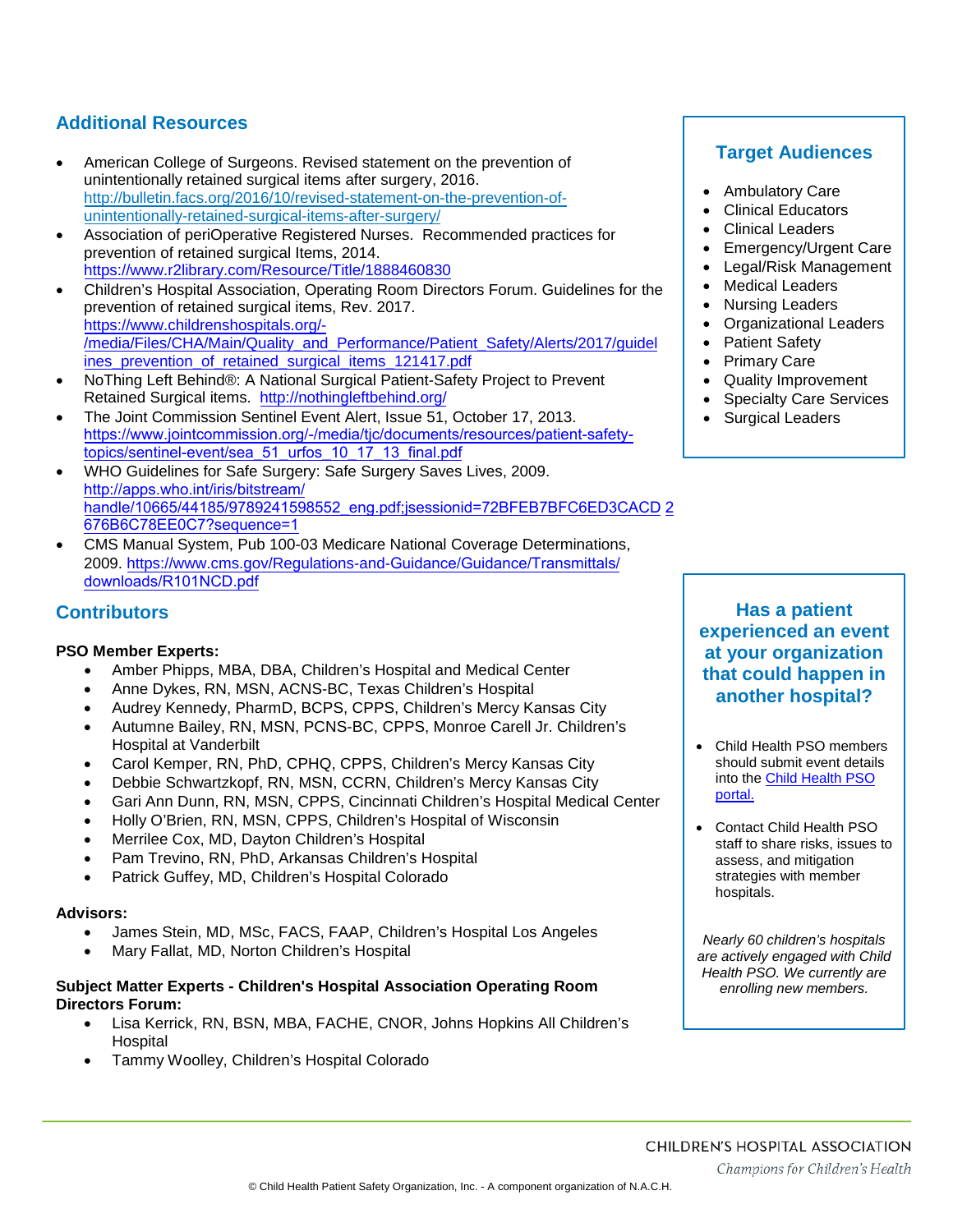## Additional Resources

- American College of Surgeons. Revised statement on the prevention of unintentionally retained surgical items after surgery, 2016. http://bulletin.facs.org/2016/10/revised-statement-on-the-prevention-of-unintentionally-retained-surgical-items-after-surgery/
- Association of periOperative Registered Nurses. Recommended practices for prevention of retained surgical Items, 2014. https://www.r2library.com/Resource/Title/1888460830
- Children's Hospital Association, Operating Room Directors Forum. Guidelines for the prevention of retained surgical items, Rev. 2017. https://www.childrenshospitals.org/-/media/Files/CHA/Main/Quality_and_Performance/Patient_Safety/Alerts/2017/guidelines_prevention_of_retained_surgical_items_121417.pdf
- NoThing Left Behind®: A National Surgical Patient-Safety Project to Prevent Retained Surgical items. http://nothingleftbehind.org/
- The Joint Commission Sentinel Event Alert, Issue 51, October 17, 2013. https://www.jointcommission.org/-/media/tjc/documents/resources/patient-safety-topics/sentinel-event/sea_51_urfos_10_17_13_final.pdf
- WHO Guidelines for Safe Surgery: Safe Surgery Saves Lives, 2009. http://apps.who.int/iris/bitstream/handle/10665/44185/9789241598552_eng.pdf;jsessionid=72BFEB7BFC6ED3CACD2676B6C78EE0C7?sequence=1
- CMS Manual System, Pub 100-03 Medicare National Coverage Determinations, 2009. https://www.cms.gov/Regulations-and-Guidance/Guidance/Transmittals/downloads/R101NCD.pdf

## Contributors

**PSO Member Experts:**

- Amber Phipps, MBA, DBA, Children's Hospital and Medical Center
- Anne Dykes, RN, MSN, ACNS-BC, Texas Children's Hospital
- Audrey Kennedy, PharmD, BCPS, CPPS, Children's Mercy Kansas City
- Autumne Bailey, RN, MSN, PCNS-BC, CPPS, Monroe Carell Jr. Children's Hospital at Vanderbilt
- Carol Kemper, RN, PhD, CPHQ, CPPS, Children's Mercy Kansas City
- Debbie Schwartzkopf, RN, MSN, CCRN, Children's Mercy Kansas City
- Gari Ann Dunn, RN, MSN, CPPS, Cincinnati Children's Hospital Medical Center
- Holly O'Brien, RN, MSN, CPPS, Children's Hospital of Wisconsin
- Merrilee Cox, MD, Dayton Children's Hospital
- Pam Trevino, RN, PhD, Arkansas Children's Hospital
- Patrick Guffey, MD, Children's Hospital Colorado

**Advisors:**

- James Stein, MD, MSc, FACS, FAAP, Children's Hospital Los Angeles
- Mary Fallat, MD, Norton Children's Hospital

**Subject Matter Experts - Children's Hospital Association Operating Room Directors Forum:**

- Lisa Kerrick, RN, BSN, MBA, FACHE, CNOR, Johns Hopkins All Children's Hospital
- Tammy Woolley, Children's Hospital Colorado

## Target Audiences

- Ambulatory Care
- Clinical Educators
- Clinical Leaders
- Emergency/Urgent Care
- Legal/Risk Management
- Medical Leaders
- Nursing Leaders
- Organizational Leaders
- Patient Safety
- Primary Care
- Quality Improvement
- Specialty Care Services
- Surgical Leaders

## Has a patient experienced an event at your organization that could happen in another hospital?

- Child Health PSO members should submit event details into the Child Health PSO portal.
- Contact Child Health PSO staff to share risks, issues to assess, and mitigation strategies with member hospitals.

*Nearly 60 children's hospitals are actively engaged with Child Health PSO. We currently are enrolling new members.*

CHILDREN'S HOSPITAL ASSOCIATION
*Champions for Children's Health*

© Child Health Patient Safety Organization, Inc. - A component organization of N.A.C.H.